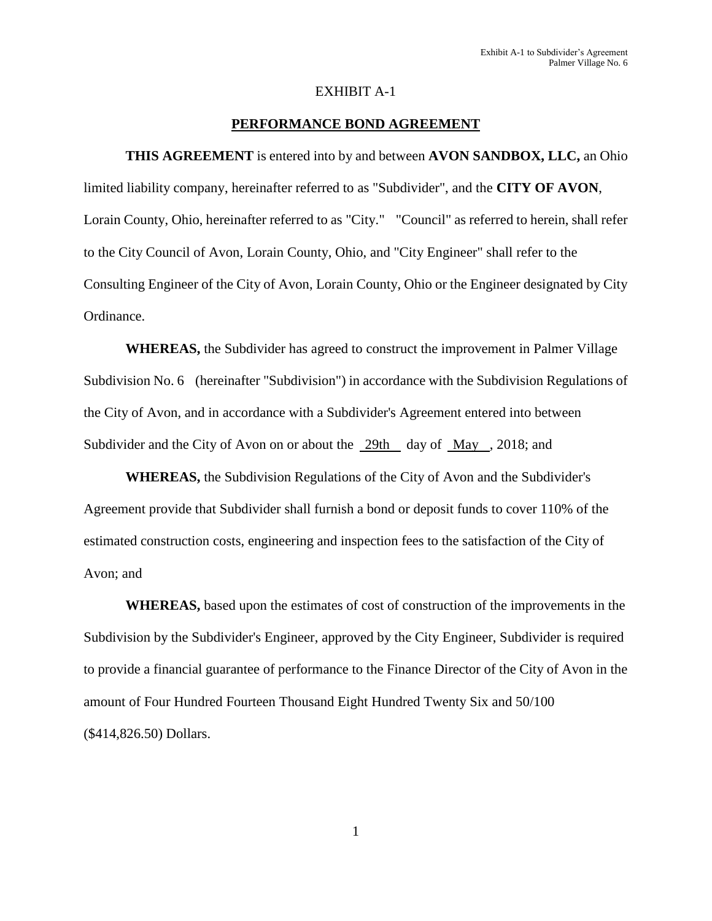# EXHIBIT A-1

## PERFORMANCE BOND AGREEMENT

**THIS AGREEMENT** is entered into by and between **AVON SANDBOX, LLC,** an Ohio limited liability company, hereinafter referred to as "Subdivider", and the **CITY OF AVON**, Lorain County, Ohio, hereinafter referred to as "City." "Council" as referred to herein, shall refer to the City Council of Avon, Lorain County, Ohio, and "City Engineer" shall refer to the Consulting Engineer of the City of Avon, Lorain County, Ohio or the Engineer designated by City Ordinance.

**WHEREAS,** the Subdivider has agreed to construct the improvement in Palmer Village Subdivision No. 6 (hereinafter "Subdivision") in accordance with the Subdivision Regulations of the City of Avon, and in accordance with a Subdivider's Agreement entered into between Subdivider and the City of Avon on or about the 29th day of May, 2018; and

**WHEREAS,** the Subdivision Regulations of the City of Avon and the Subdivider's Agreement provide that Subdivider shall furnish a bond or deposit funds to cover 110% of the estimated construction costs, engineering and inspection fees to the satisfaction of the City of Avon; and

**WHEREAS,** based upon the estimates of cost of construction of the improvements in the Subdivision by the Subdivider's Engineer, approved by the City Engineer, Subdivider is required to provide a financial guarantee of performance to the Finance Director of the City of Avon in the amount of Four Hundred Fourteen Thousand Eight Hundred Twenty Six and 50/100 ($414,826.50) Dollars.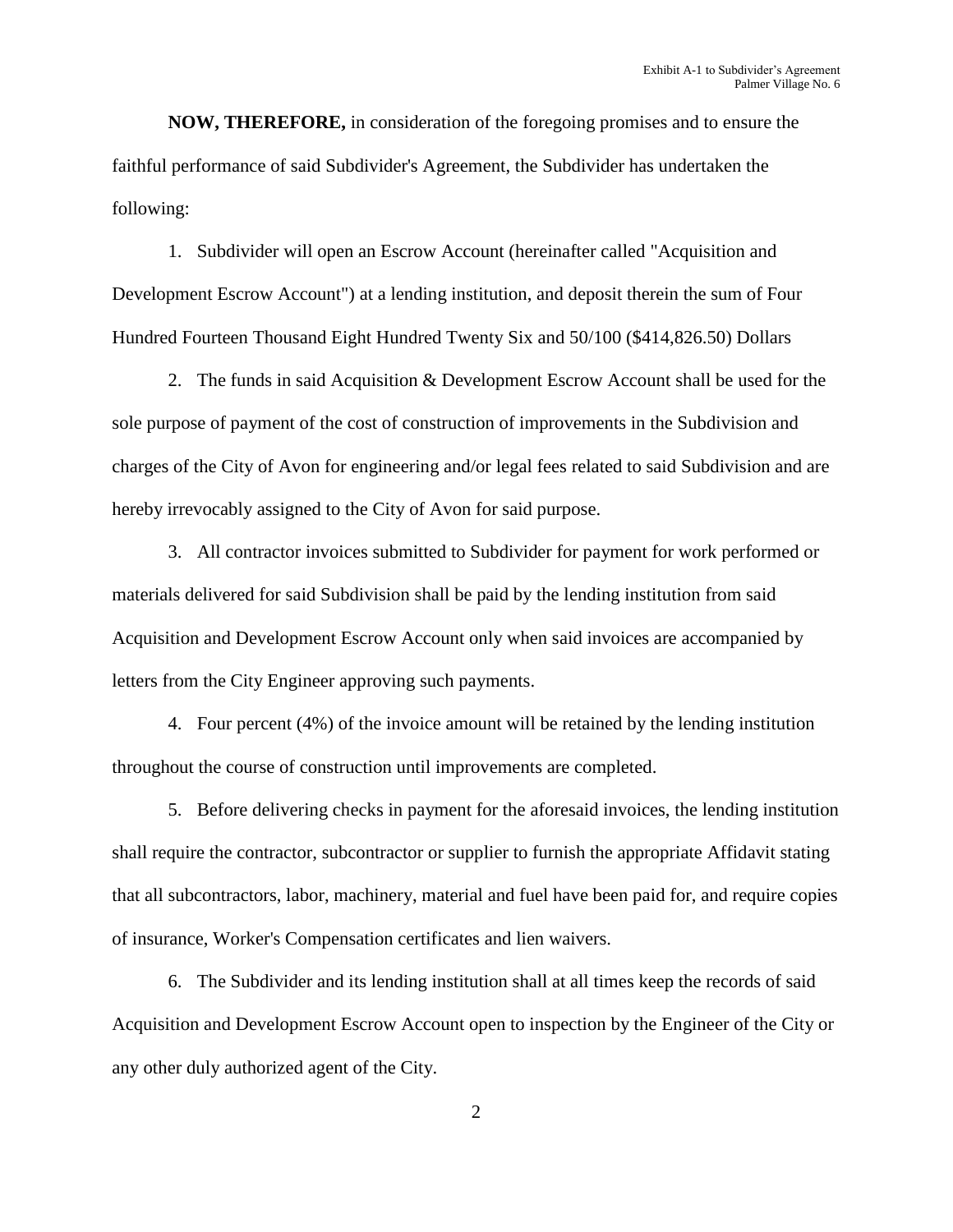**NOW, THEREFORE,** in consideration of the foregoing promises and to ensure the faithful performance of said Subdivider's Agreement, the Subdivider has undertaken the following:

1. Subdivider will open an Escrow Account (hereinafter called "Acquisition and Development Escrow Account") at a lending institution, and deposit therein the sum of Four Hundred Fourteen Thousand Eight Hundred Twenty Six and 50/100 ($414,826.50) Dollars

2. The funds in said Acquisition & Development Escrow Account shall be used for the sole purpose of payment of the cost of construction of improvements in the Subdivision and charges of the City of Avon for engineering and/or legal fees related to said Subdivision and are hereby irrevocably assigned to the City of Avon for said purpose.

3. All contractor invoices submitted to Subdivider for payment for work performed or materials delivered for said Subdivision shall be paid by the lending institution from said Acquisition and Development Escrow Account only when said invoices are accompanied by letters from the City Engineer approving such payments.

4. Four percent (4%) of the invoice amount will be retained by the lending institution throughout the course of construction until improvements are completed.

5. Before delivering checks in payment for the aforesaid invoices, the lending institution shall require the contractor, subcontractor or supplier to furnish the appropriate Affidavit stating that all subcontractors, labor, machinery, material and fuel have been paid for, and require copies of insurance, Worker's Compensation certificates and lien waivers.

6. The Subdivider and its lending institution shall at all times keep the records of said Acquisition and Development Escrow Account open to inspection by the Engineer of the City or any other duly authorized agent of the City.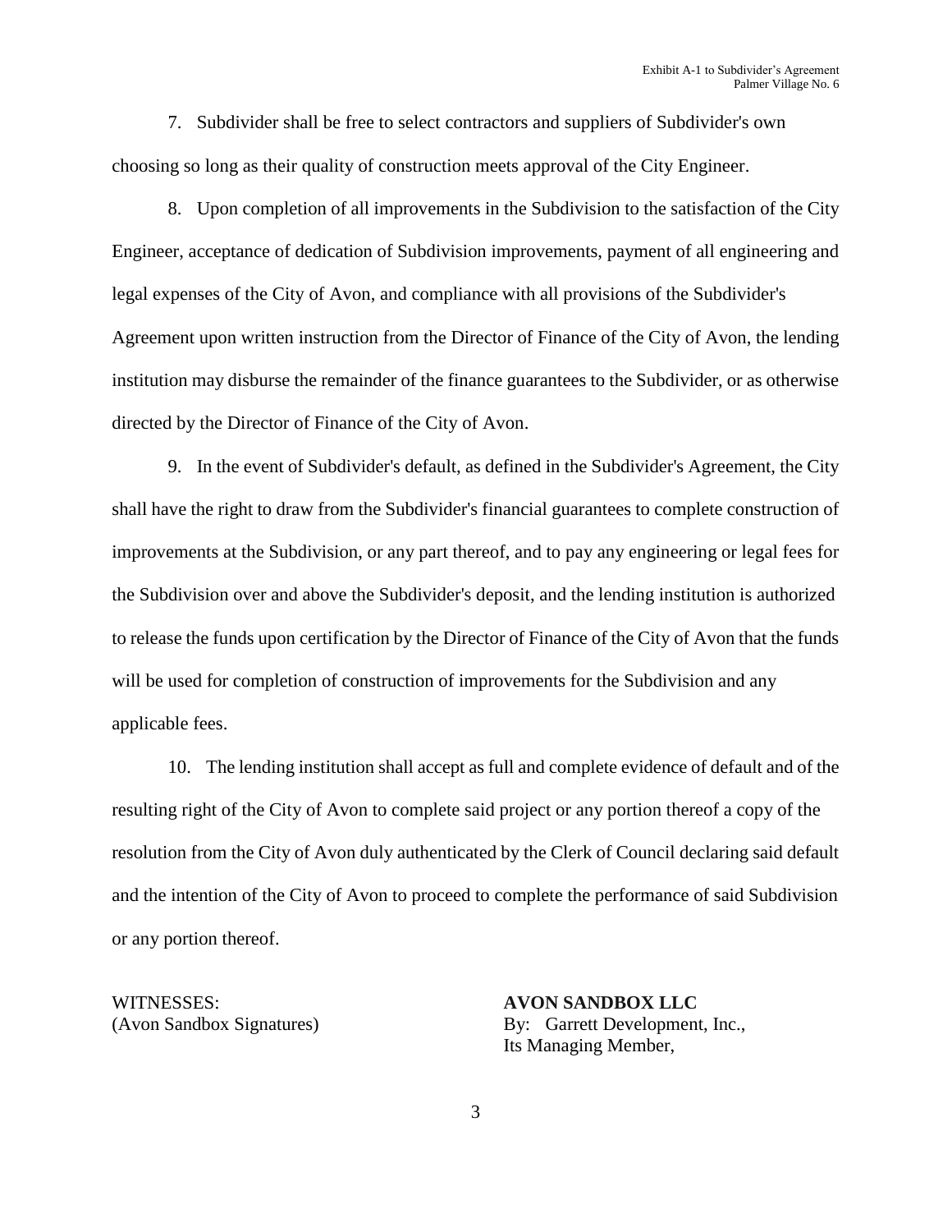7. Subdivider shall be free to select contractors and suppliers of Subdivider's own choosing so long as their quality of construction meets approval of the City Engineer.

8. Upon completion of all improvements in the Subdivision to the satisfaction of the City Engineer, acceptance of dedication of Subdivision improvements, payment of all engineering and legal expenses of the City of Avon, and compliance with all provisions of the Subdivider's Agreement upon written instruction from the Director of Finance of the City of Avon, the lending institution may disburse the remainder of the finance guarantees to the Subdivider, or as otherwise directed by the Director of Finance of the City of Avon.

9. In the event of Subdivider's default, as defined in the Subdivider's Agreement, the City shall have the right to draw from the Subdivider's financial guarantees to complete construction of improvements at the Subdivision, or any part thereof, and to pay any engineering or legal fees for the Subdivision over and above the Subdivider's deposit, and the lending institution is authorized to release the funds upon certification by the Director of Finance of the City of Avon that the funds will be used for completion of construction of improvements for the Subdivision and any applicable fees.

10. The lending institution shall accept as full and complete evidence of default and of the resulting right of the City of Avon to complete said project or any portion thereof a copy of the resolution from the City of Avon duly authenticated by the Clerk of Council declaring said default and the intention of the City of Avon to proceed to complete the performance of said Subdivision or any portion thereof.

WITNESSES:
(Avon Sandbox Signatures)

**AVON SANDBOX LLC**
By: Garrett Development, Inc.,
Its Managing Member,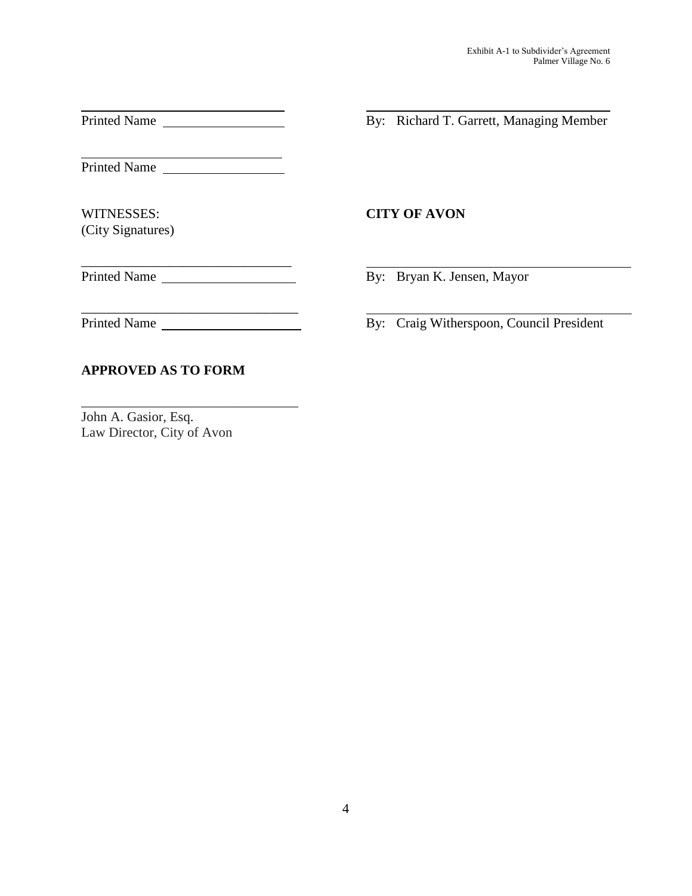| | |
|---|---|
| ______________________________ | ______________________________ |
| Printed Name ________________ | By: Richard T. Garrett, Managing Member |
| ______________________________ | |
| Printed Name ________________ | |
| WITNESSES:<br>(City Signatures) | **CITY OF AVON** |
| ______________________________ | ______________________________ |
| Printed Name ________________ | By: Bryan K. Jensen, Mayor |
| ______________________________ | ______________________________ |
| Printed Name ________________ | By: Craig Witherspoon, Council President |

**APPROVED AS TO FORM**

______________________________

John A. Gasior, Esq.
Law Director, City of Avon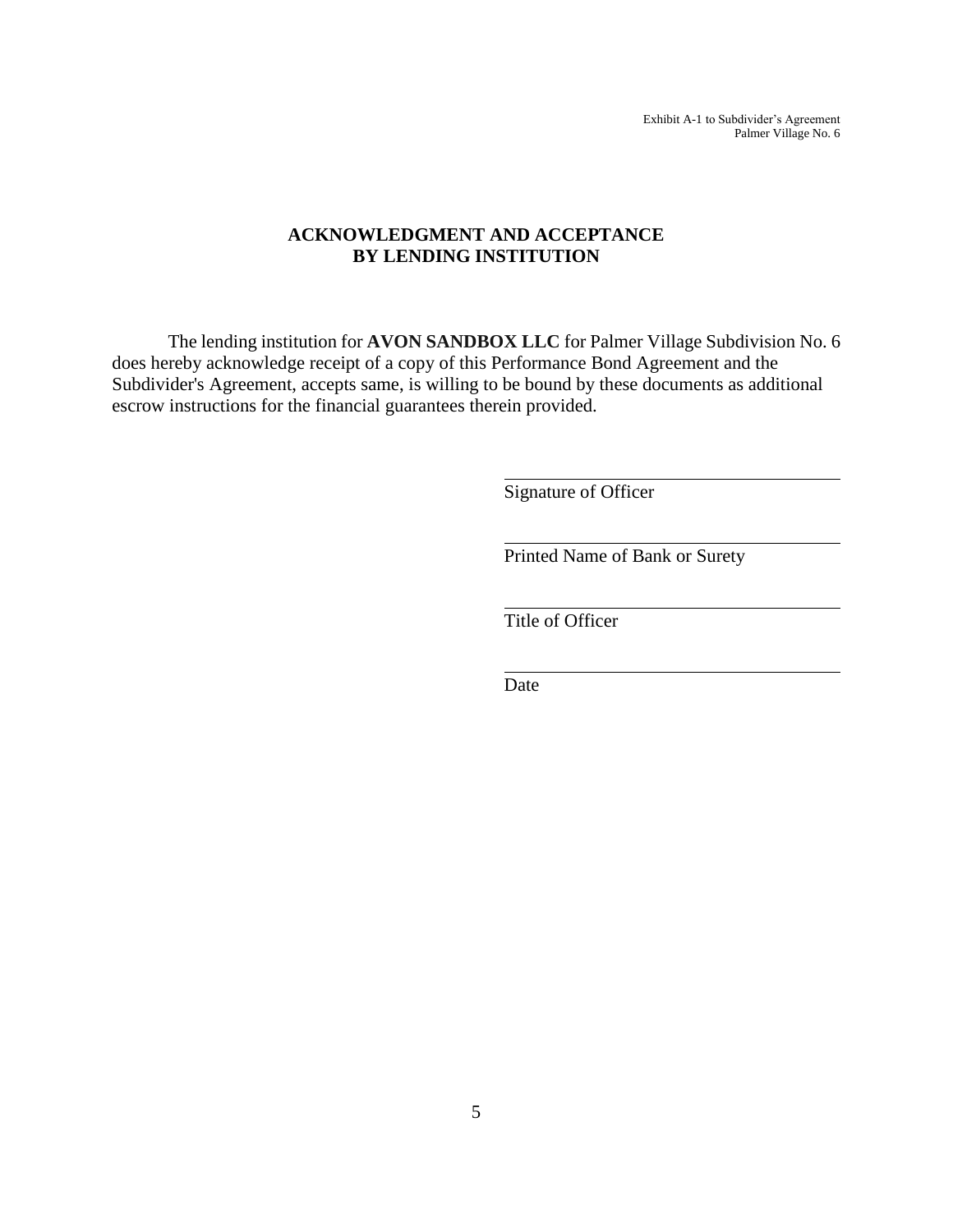Exhibit A-1 to Subdivider's Agreement
Palmer Village No. 6

## ACKNOWLEDGMENT AND ACCEPTANCE BY LENDING INSTITUTION

The lending institution for **AVON SANDBOX LLC** for Palmer Village Subdivision No. 6 does hereby acknowledge receipt of a copy of this Performance Bond Agreement and the Subdivider's Agreement, accepts same, is willing to be bound by these documents as additional escrow instructions for the financial guarantees therein provided.

\_\_\_\_\_\_\_\_\_\_\_\_\_\_\_\_\_\_\_\_\_\_\_\_\_\_\_\_\_\_\_\_\_\_\_\_
Signature of Officer

\_\_\_\_\_\_\_\_\_\_\_\_\_\_\_\_\_\_\_\_\_\_\_\_\_\_\_\_\_\_\_\_\_\_\_\_
Printed Name of Bank or Surety

\_\_\_\_\_\_\_\_\_\_\_\_\_\_\_\_\_\_\_\_\_\_\_\_\_\_\_\_\_\_\_\_\_\_\_\_
Title of Officer

\_\_\_\_\_\_\_\_\_\_\_\_\_\_\_\_\_\_\_\_\_\_\_\_\_\_\_\_\_\_\_\_\_\_\_\_
Date